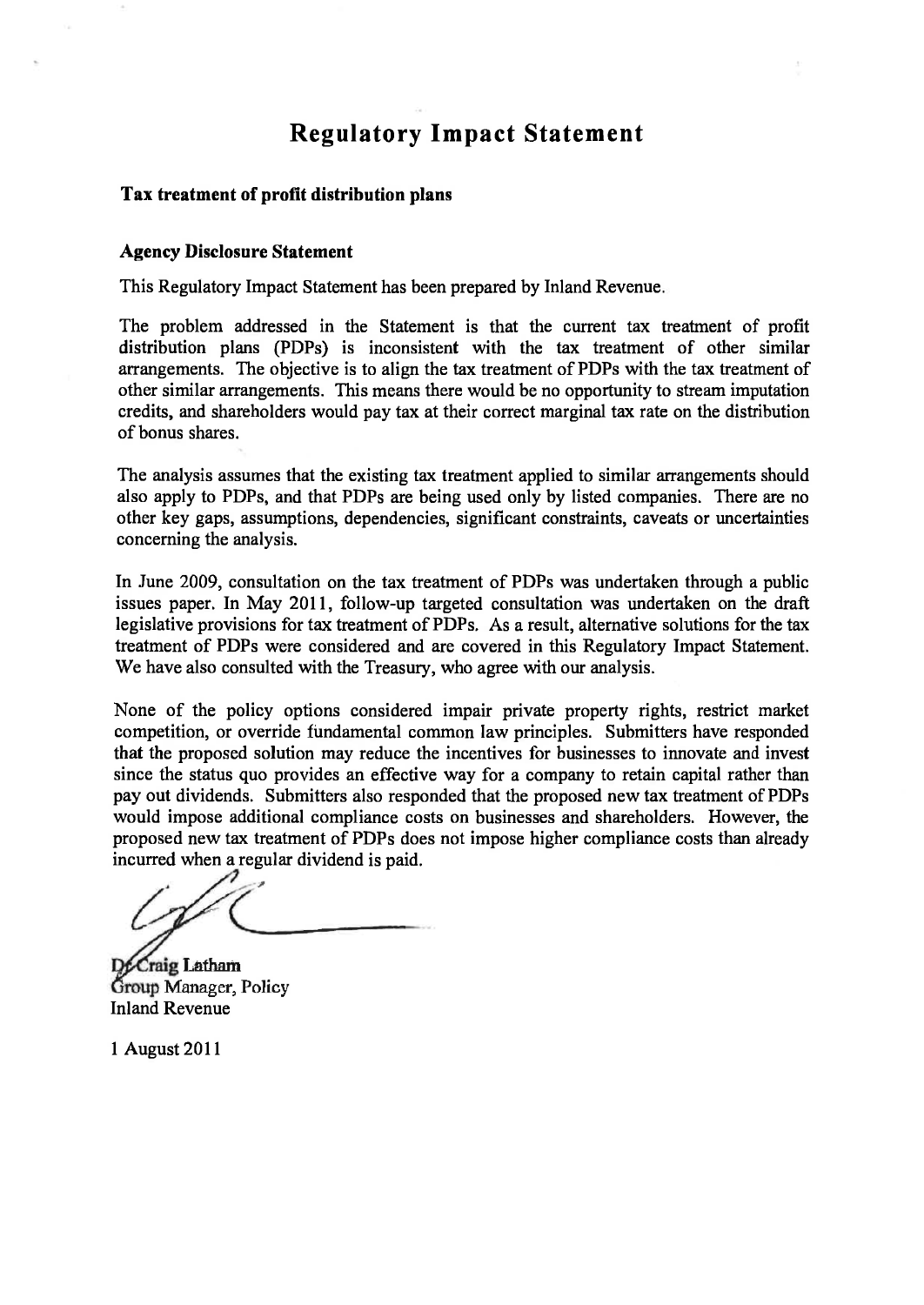# Regulatory Impact Statement

## Tax treatment of profit distribution plans

### Agency Disclosure Statement

This Regulatory Impact Statement has been prepared by Inland Revenue.

The problem addressed in the Statement is that the current tax treatment of profit distribution plans (PDPs) is inconsistent with the tax treatment of other similar arrangements. The objective is to align the tax treatment of PDPs with the tax treatment of other similar arrangements. This means there would be no opportunity to stream imputation credits, and shareholders would pay tax at their correct marginal tax rate on the distribution of bonus shares.

The analysis assumes that the existing tax treatment applied to similar arrangements should also apply to PDPs, and that PDPs are being used only by listed companies. There are no other key gaps, assumptions, dependencies, significant constraints, caveats or uncertainties concerning the analysis.

In June 2009, consultation on the tax treatment of PDPs was undertaken through a public issues paper. In May 2011, follow-up targeted consultation was undertaken on the draft legislative provisions for tax treatment of PDPs. As a result, alternative solutions for the tax treatment of PDPs were considered and are covered in this Regulatory Impact Statement. We have also consulted with the Treasury, who agree with our analysis.

None of the policy options considered impair private property rights, restrict market competition, or override fundamental common law principles. Submitters have responded that the proposed solution may reduce the incentives for businesses to innovate and invest since the status quo provides an effective way for a company to retain capital rather than pay out dividends. Submitters also responded that the proposed new tax treatment of PDPs would impose additional compliance costs on businesses and shareholders. However, the proposed new tax treatment of PDPs does not impose higher compliance costs than already incurred when a regular dividend is paid.

Dr Craig Latham
Group Manager, Policy
Inland Revenue

1 August 2011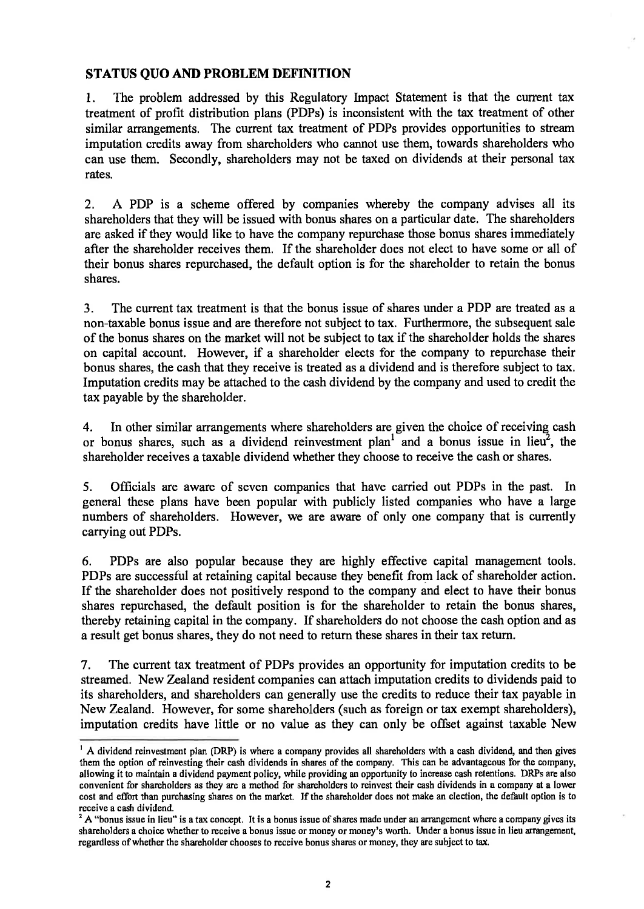## STATUS QUO AND PROBLEM DEFINITION

1. The problem addressed by this Regulatory Impact Statement is that the current tax treatment of profit distribution plans (PDPs) is inconsistent with the tax treatment of other similar arrangements. The current tax treatment of PDPs provides opportunities to stream imputation credits away from shareholders who cannot use them, towards shareholders who can use them. Secondly, shareholders may not be taxed on dividends at their personal tax rates.

2. A PDP is a scheme offered by companies whereby the company advises all its shareholders that they will be issued with bonus shares on a particular date. The shareholders are asked if they would like to have the company repurchase those bonus shares immediately after the shareholder receives them. If the shareholder does not elect to have some or all of their bonus shares repurchased, the default option is for the shareholder to retain the bonus shares.

3. The current tax treatment is that the bonus issue of shares under a PDP are treated as a non-taxable bonus issue and are therefore not subject to tax. Furthermore, the subsequent sale of the bonus shares on the market will not be subject to tax if the shareholder holds the shares on capital account. However, if a shareholder elects for the company to repurchase their bonus shares, the cash that they receive is treated as a dividend and is therefore subject to tax. Imputation credits may be attached to the cash dividend by the company and used to credit the tax payable by the shareholder.

4. In other similar arrangements where shareholders are given the choice of receiving cash or bonus shares, such as a dividend reinvestment plan[1] and a bonus issue in lieu[2], the shareholder receives a taxable dividend whether they choose to receive the cash or shares.

5. Officials are aware of seven companies that have carried out PDPs in the past. In general these plans have been popular with publicly listed companies who have a large numbers of shareholders. However, we are aware of only one company that is currently carrying out PDPs.

6. PDPs are also popular because they are highly effective capital management tools. PDPs are successful at retaining capital because they benefit from lack of shareholder action. If the shareholder does not positively respond to the company and elect to have their bonus shares repurchased, the default position is for the shareholder to retain the bonus shares, thereby retaining capital in the company. If shareholders do not choose the cash option and as a result get bonus shares, they do not need to return these shares in their tax return.

7. The current tax treatment of PDPs provides an opportunity for imputation credits to be streamed. New Zealand resident companies can attach imputation credits to dividends paid to its shareholders, and shareholders can generally use the credits to reduce their tax payable in New Zealand. However, for some shareholders (such as foreign or tax exempt shareholders), imputation credits have little or no value as they can only be offset against taxable New

---

[1] A dividend reinvestment plan (DRP) is where a company provides all shareholders with a cash dividend, and then gives them the option of reinvesting their cash dividends in shares of the company. This can be advantageous for the company, allowing it to maintain a dividend payment policy, while providing an opportunity to increase cash retentions. DRPs are also convenient for shareholders as they are a method for shareholders to reinvest their cash dividends in a company at a lower cost and effort than purchasing shares on the market. If the shareholder does not make an election, the default option is to receive a cash dividend.

[2] A "bonus issue in lieu" is a tax concept. It is a bonus issue of shares made under an arrangement where a company gives its shareholders a choice whether to receive a bonus issue or money or money's worth. Under a bonus issue in lieu arrangement, regardless of whether the shareholder chooses to receive bonus shares or money, they are subject to tax.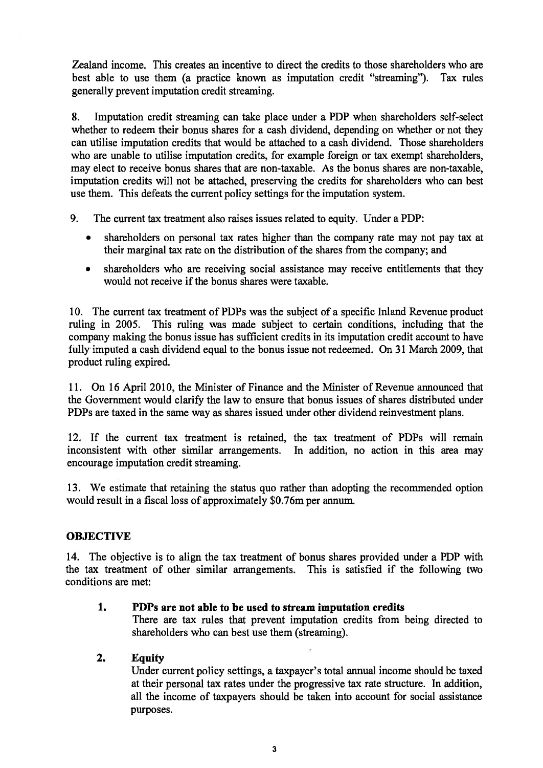Zealand income. This creates an incentive to direct the credits to those shareholders who are best able to use them (a practice known as imputation credit "streaming"). Tax rules generally prevent imputation credit streaming.

8. Imputation credit streaming can take place under a PDP when shareholders self-select whether to redeem their bonus shares for a cash dividend, depending on whether or not they can utilise imputation credits that would be attached to a cash dividend. Those shareholders who are unable to utilise imputation credits, for example foreign or tax exempt shareholders, may elect to receive bonus shares that are non-taxable. As the bonus shares are non-taxable, imputation credits will not be attached, preserving the credits for shareholders who can best use them. This defeats the current policy settings for the imputation system.

9. The current tax treatment also raises issues related to equity. Under a PDP:

- shareholders on personal tax rates higher than the company rate may not pay tax at their marginal tax rate on the distribution of the shares from the company; and
- shareholders who are receiving social assistance may receive entitlements that they would not receive if the bonus shares were taxable.

10. The current tax treatment of PDPs was the subject of a specific Inland Revenue product ruling in 2005. This ruling was made subject to certain conditions, including that the company making the bonus issue has sufficient credits in its imputation credit account to have fully imputed a cash dividend equal to the bonus issue not redeemed. On 31 March 2009, that product ruling expired.

11. On 16 April 2010, the Minister of Finance and the Minister of Revenue announced that the Government would clarify the law to ensure that bonus issues of shares distributed under PDPs are taxed in the same way as shares issued under other dividend reinvestment plans.

12. If the current tax treatment is retained, the tax treatment of PDPs will remain inconsistent with other similar arrangements. In addition, no action in this area may encourage imputation credit streaming.

13. We estimate that retaining the status quo rather than adopting the recommended option would result in a fiscal loss of approximately $0.76m per annum.

## OBJECTIVE

14. The objective is to align the tax treatment of bonus shares provided under a PDP with the tax treatment of other similar arrangements. This is satisfied if the following two conditions are met:

1. **PDPs are not able to be used to stream imputation credits**
   There are tax rules that prevent imputation credits from being directed to shareholders who can best use them (streaming).

2. **Equity**
   Under current policy settings, a taxpayer's total annual income should be taxed at their personal tax rates under the progressive tax rate structure. In addition, all the income of taxpayers should be taken into account for social assistance purposes.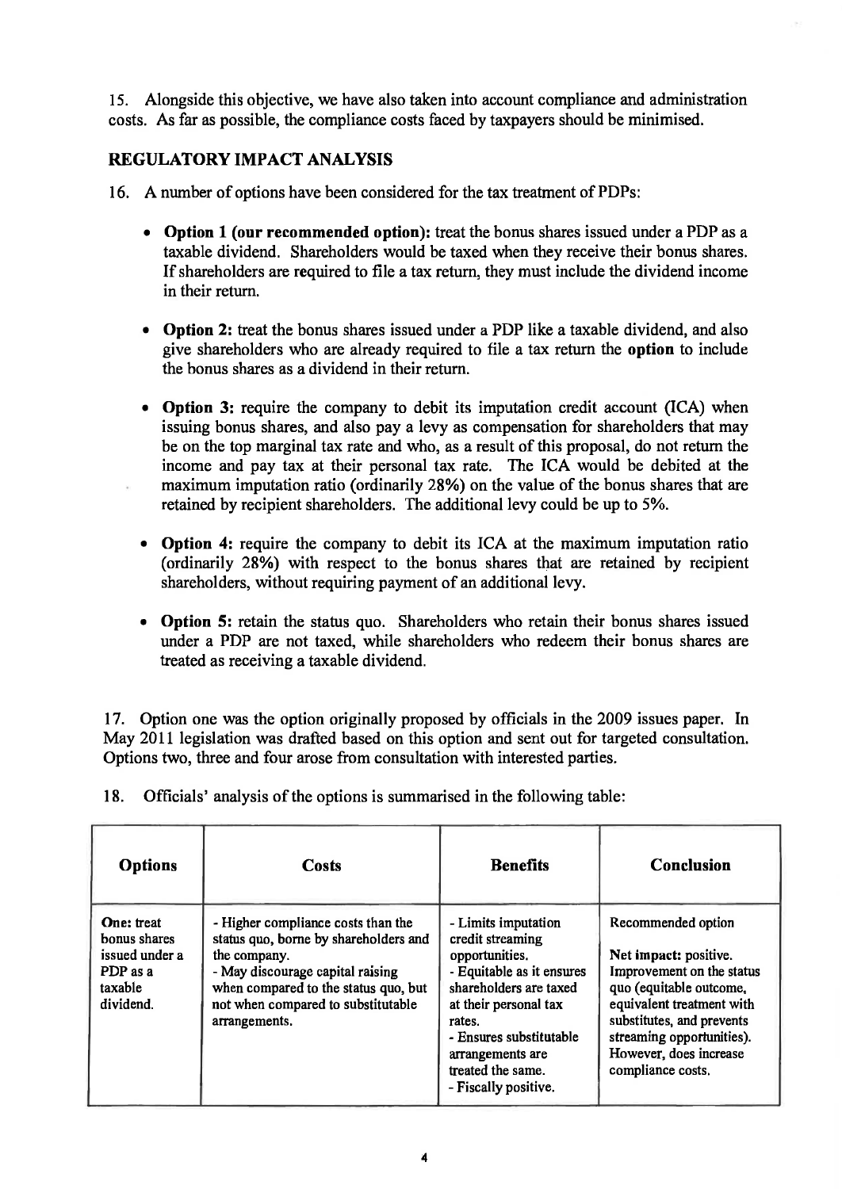15. Alongside this objective, we have also taken into account compliance and administration costs. As far as possible, the compliance costs faced by taxpayers should be minimised.

## REGULATORY IMPACT ANALYSIS

16. A number of options have been considered for the tax treatment of PDPs:

- **Option 1 (our recommended option):** treat the bonus shares issued under a PDP as a taxable dividend. Shareholders would be taxed when they receive their bonus shares. If shareholders are required to file a tax return, they must include the dividend income in their return.

- **Option 2:** treat the bonus shares issued under a PDP like a taxable dividend, and also give shareholders who are already required to file a tax return the **option** to include the bonus shares as a dividend in their return.

- **Option 3:** require the company to debit its imputation credit account (ICA) when issuing bonus shares, and also pay a levy as compensation for shareholders that may be on the top marginal tax rate and who, as a result of this proposal, do not return the income and pay tax at their personal tax rate. The ICA would be debited at the maximum imputation ratio (ordinarily 28%) on the value of the bonus shares that are retained by recipient shareholders. The additional levy could be up to 5%.

- **Option 4:** require the company to debit its ICA at the maximum imputation ratio (ordinarily 28%) with respect to the bonus shares that are retained by recipient shareholders, without requiring payment of an additional levy.

- **Option 5:** retain the status quo. Shareholders who retain their bonus shares issued under a PDP are not taxed, while shareholders who redeem their bonus shares are treated as receiving a taxable dividend.

17. Option one was the option originally proposed by officials in the 2009 issues paper. In May 2011 legislation was drafted based on this option and sent out for targeted consultation. Options two, three and four arose from consultation with interested parties.

18. Officials' analysis of the options is summarised in the following table:

| Options | Costs | Benefits | Conclusion |
|---|---|---|---|
| **One:** treat bonus shares issued under a PDP as a taxable dividend. | - Higher compliance costs than the status quo, borne by shareholders and the company.<br>- May discourage capital raising when compared to the status quo, but not when compared to substitutable arrangements. | - Limits imputation credit streaming opportunities.<br>- Equitable as it ensures shareholders are taxed at their personal tax rates.<br>- Ensures substitutable arrangements are treated the same.<br>- Fiscally positive. | Recommended option<br><br>Net impact: positive. Improvement on the status quo (equitable outcome, equivalent treatment with substitutes, and prevents streaming opportunities). However, does increase compliance costs. |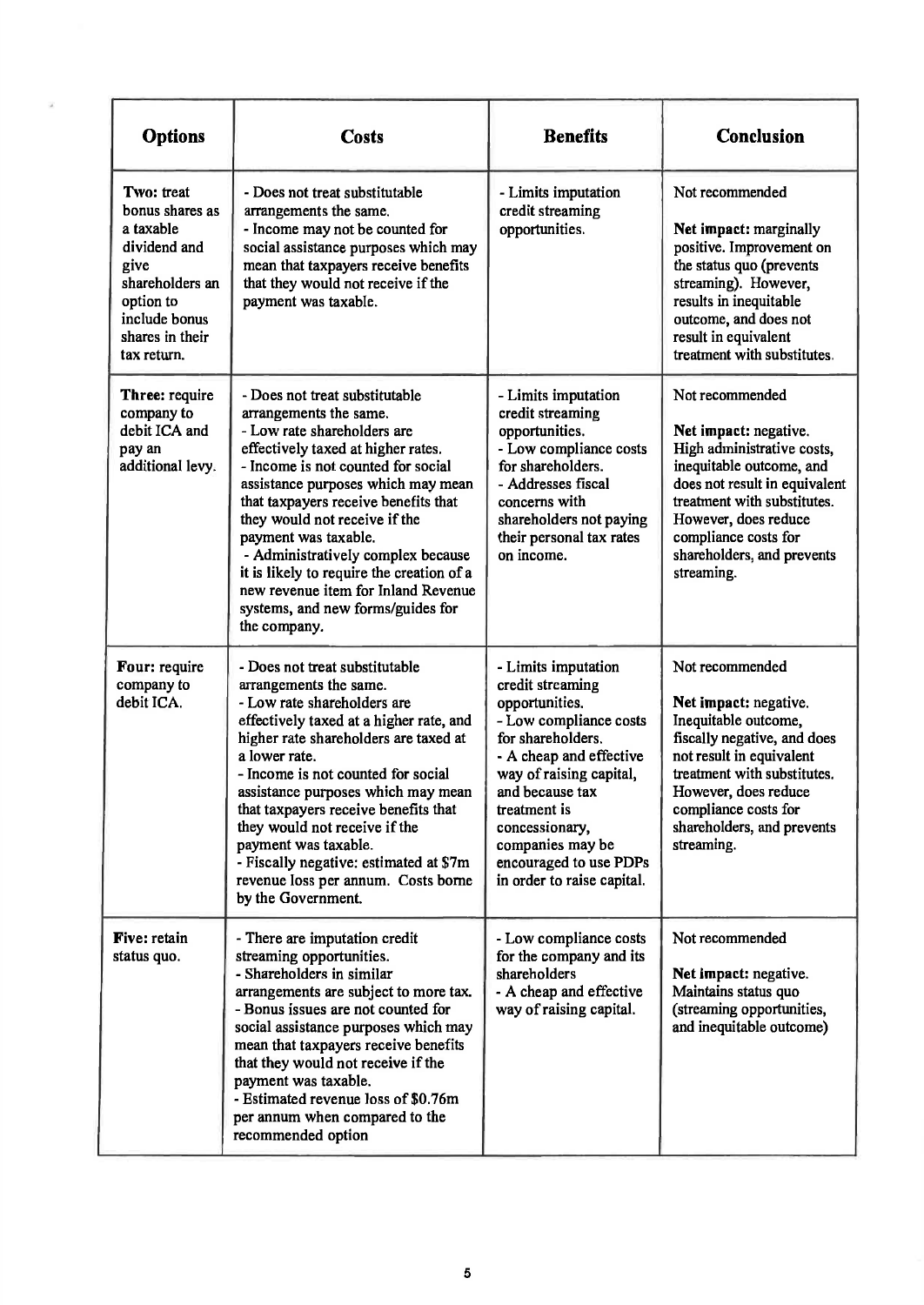| Options | Costs | Benefits | Conclusion |
|---|---|---|---|
| **Two:** treat bonus shares as a taxable dividend and give shareholders an option to include bonus shares in their tax return. | - Does not treat substitutable arrangements the same.<br>- Income may not be counted for social assistance purposes which may mean that taxpayers receive benefits that they would not receive if the payment was taxable. | - Limits imputation credit streaming opportunities. | Not recommended<br><br>**Net impact:** marginally positive. Improvement on the status quo (prevents streaming). However, results in inequitable outcome, and does not result in equivalent treatment with substitutes. |
| **Three:** require company to debit ICA and pay an additional levy. | - Does not treat substitutable arrangements the same.<br>- Low rate shareholders are effectively taxed at higher rates.<br>- Income is not counted for social assistance purposes which may mean that taxpayers receive benefits that they would not receive if the payment was taxable.<br>- Administratively complex because it is likely to require the creation of a new revenue item for Inland Revenue systems, and new forms/guides for the company. | - Limits imputation credit streaming opportunities.<br>- Low compliance costs for shareholders.<br>- Addresses fiscal concerns with shareholders not paying their personal tax rates on income. | Not recommended<br><br>**Net impact:** negative. High administrative costs, inequitable outcome, and does not result in equivalent treatment with substitutes. However, does reduce compliance costs for shareholders, and prevents streaming. |
| **Four:** require company to debit ICA. | - Does not treat substitutable arrangements the same.<br>- Low rate shareholders are effectively taxed at a higher rate, and higher rate shareholders are taxed at a lower rate.<br>- Income is not counted for social assistance purposes which may mean that taxpayers receive benefits that they would not receive if the payment was taxable.<br>- Fiscally negative: estimated at $7m revenue loss per annum. Costs borne by the Government. | - Limits imputation credit streaming opportunities.<br>- Low compliance costs for shareholders.<br>- A cheap and effective way of raising capital, and because tax treatment is concessionary, companies may be encouraged to use PDPs in order to raise capital. | Not recommended<br><br>**Net impact:** negative. Inequitable outcome, fiscally negative, and does not result in equivalent treatment with substitutes. However, does reduce compliance costs for shareholders, and prevents streaming. |
| **Five:** retain status quo. | - There are imputation credit streaming opportunities.<br>- Shareholders in similar arrangements are subject to more tax.<br>- Bonus issues are not counted for social assistance purposes which may mean that taxpayers receive benefits that they would not receive if the payment was taxable.<br>- Estimated revenue loss of $0.76m per annum when compared to the recommended option | - Low compliance costs for the company and its shareholders<br>- A cheap and effective way of raising capital. | Not recommended<br><br>**Net impact:** negative. Maintains status quo (streaming opportunities, and inequitable outcome) |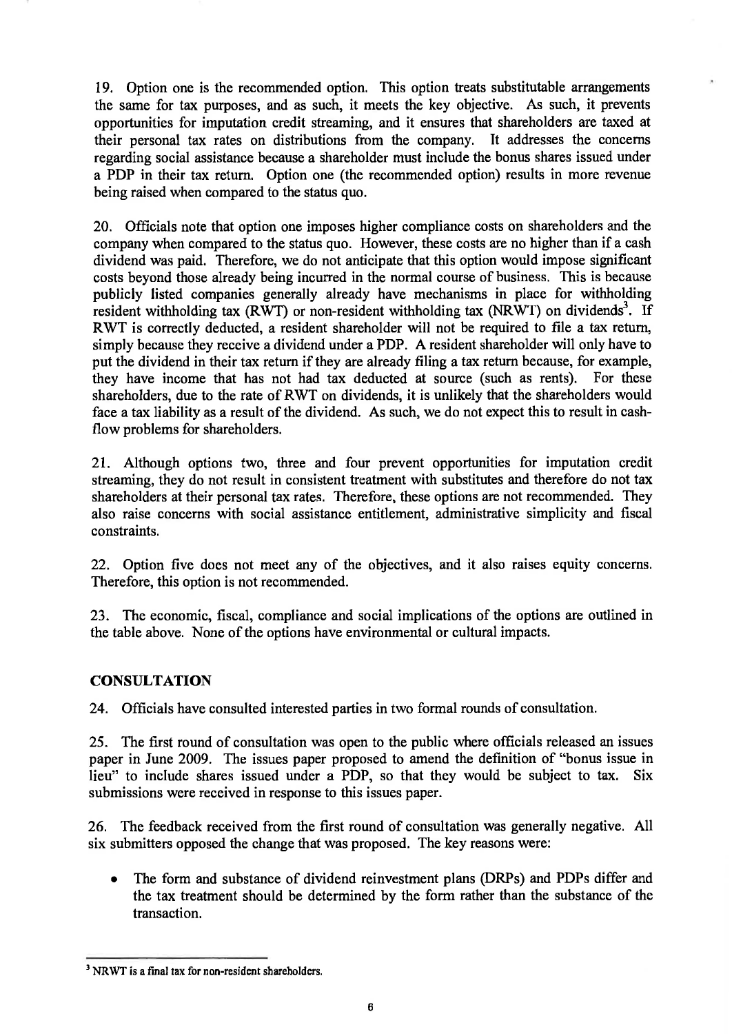19. Option one is the recommended option. This option treats substitutable arrangements the same for tax purposes, and as such, it meets the key objective. As such, it prevents opportunities for imputation credit streaming, and it ensures that shareholders are taxed at their personal tax rates on distributions from the company. It addresses the concerns regarding social assistance because a shareholder must include the bonus shares issued under a PDP in their tax return. Option one (the recommended option) results in more revenue being raised when compared to the status quo.

20. Officials note that option one imposes higher compliance costs on shareholders and the company when compared to the status quo. However, these costs are no higher than if a cash dividend was paid. Therefore, we do not anticipate that this option would impose significant costs beyond those already being incurred in the normal course of business. This is because publicly listed companies generally already have mechanisms in place for withholding resident withholding tax (RWT) or non-resident withholding tax (NRWT) on dividends[3]. If RWT is correctly deducted, a resident shareholder will not be required to file a tax return, simply because they receive a dividend under a PDP. A resident shareholder will only have to put the dividend in their tax return if they are already filing a tax return because, for example, they have income that has not had tax deducted at source (such as rents). For these shareholders, due to the rate of RWT on dividends, it is unlikely that the shareholders would face a tax liability as a result of the dividend. As such, we do not expect this to result in cash-flow problems for shareholders.

21. Although options two, three and four prevent opportunities for imputation credit streaming, they do not result in consistent treatment with substitutes and therefore do not tax shareholders at their personal tax rates. Therefore, these options are not recommended. They also raise concerns with social assistance entitlement, administrative simplicity and fiscal constraints.

22. Option five does not meet any of the objectives, and it also raises equity concerns. Therefore, this option is not recommended.

23. The economic, fiscal, compliance and social implications of the options are outlined in the table above. None of the options have environmental or cultural impacts.

## CONSULTATION

24. Officials have consulted interested parties in two formal rounds of consultation.

25. The first round of consultation was open to the public where officials released an issues paper in June 2009. The issues paper proposed to amend the definition of "bonus issue in lieu" to include shares issued under a PDP, so that they would be subject to tax. Six submissions were received in response to this issues paper.

26. The feedback received from the first round of consultation was generally negative. All six submitters opposed the change that was proposed. The key reasons were:

- The form and substance of dividend reinvestment plans (DRPs) and PDPs differ and the tax treatment should be determined by the form rather than the substance of the transaction.

---

[3] NRWT is a final tax for non-resident shareholders.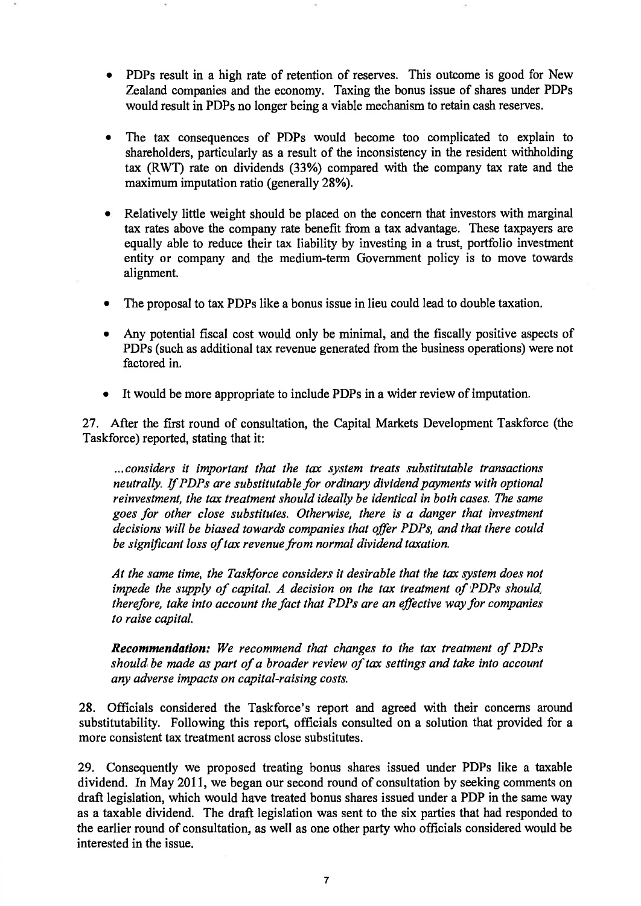- PDPs result in a high rate of retention of reserves. This outcome is good for New Zealand companies and the economy. Taxing the bonus issue of shares under PDPs would result in PDPs no longer being a viable mechanism to retain cash reserves.

- The tax consequences of PDPs would become too complicated to explain to shareholders, particularly as a result of the inconsistency in the resident withholding tax (RWT) rate on dividends (33%) compared with the company tax rate and the maximum imputation ratio (generally 28%).

- Relatively little weight should be placed on the concern that investors with marginal tax rates above the company rate benefit from a tax advantage. These taxpayers are equally able to reduce their tax liability by investing in a trust, portfolio investment entity or company and the medium-term Government policy is to move towards alignment.

- The proposal to tax PDPs like a bonus issue in lieu could lead to double taxation.

- Any potential fiscal cost would only be minimal, and the fiscally positive aspects of PDPs (such as additional tax revenue generated from the business operations) were not factored in.

- It would be more appropriate to include PDPs in a wider review of imputation.

27. After the first round of consultation, the Capital Markets Development Taskforce (the Taskforce) reported, stating that it:

> *...considers it important that the tax system treats substitutable transactions neutrally. If PDPs are substitutable for ordinary dividend payments with optional reinvestment, the tax treatment should ideally be identical in both cases. The same goes for other close substitutes. Otherwise, there is a danger that investment decisions will be biased towards companies that offer PDPs, and that there could be significant loss of tax revenue from normal dividend taxation.*
>
> *At the same time, the Taskforce considers it desirable that the tax system does not impede the supply of capital. A decision on the tax treatment of PDPs should, therefore, take into account the fact that PDPs are an effective way for companies to raise capital.*
>
> ***Recommendation:*** *We recommend that changes to the tax treatment of PDPs should be made as part of a broader review of tax settings and take into account any adverse impacts on capital-raising costs.*

28. Officials considered the Taskforce's report and agreed with their concerns around substitutability. Following this report, officials consulted on a solution that provided for a more consistent tax treatment across close substitutes.

29. Consequently we proposed treating bonus shares issued under PDPs like a taxable dividend. In May 2011, we began our second round of consultation by seeking comments on draft legislation, which would have treated bonus shares issued under a PDP in the same way as a taxable dividend. The draft legislation was sent to the six parties that had responded to the earlier round of consultation, as well as one other party who officials considered would be interested in the issue.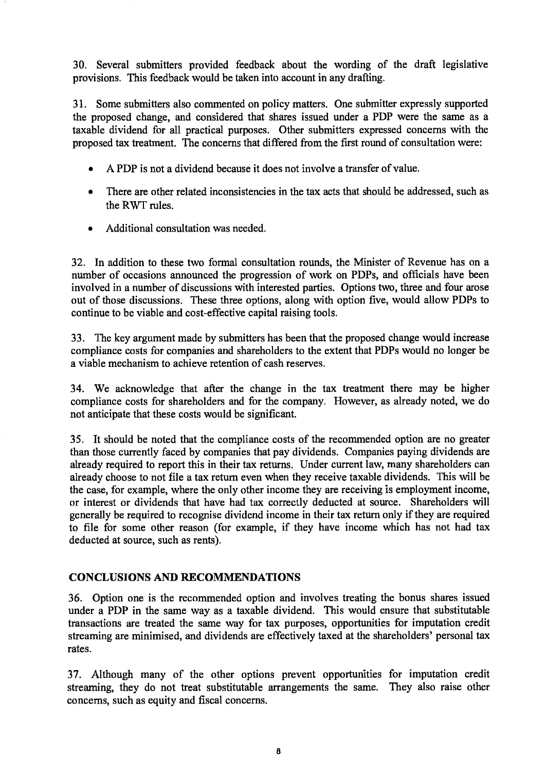30. Several submitters provided feedback about the wording of the draft legislative provisions. This feedback would be taken into account in any drafting.

31. Some submitters also commented on policy matters. One submitter expressly supported the proposed change, and considered that shares issued under a PDP were the same as a taxable dividend for all practical purposes. Other submitters expressed concerns with the proposed tax treatment. The concerns that differed from the first round of consultation were:

- A PDP is not a dividend because it does not involve a transfer of value.
- There are other related inconsistencies in the tax acts that should be addressed, such as the RWT rules.
- Additional consultation was needed.

32. In addition to these two formal consultation rounds, the Minister of Revenue has on a number of occasions announced the progression of work on PDPs, and officials have been involved in a number of discussions with interested parties. Options two, three and four arose out of those discussions. These three options, along with option five, would allow PDPs to continue to be viable and cost-effective capital raising tools.

33. The key argument made by submitters has been that the proposed change would increase compliance costs for companies and shareholders to the extent that PDPs would no longer be a viable mechanism to achieve retention of cash reserves.

34. We acknowledge that after the change in the tax treatment there may be higher compliance costs for shareholders and for the company. However, as already noted, we do not anticipate that these costs would be significant.

35. It should be noted that the compliance costs of the recommended option are no greater than those currently faced by companies that pay dividends. Companies paying dividends are already required to report this in their tax returns. Under current law, many shareholders can already choose to not file a tax return even when they receive taxable dividends. This will be the case, for example, where the only other income they are receiving is employment income, or interest or dividends that have had tax correctly deducted at source. Shareholders will generally be required to recognise dividend income in their tax return only if they are required to file for some other reason (for example, if they have income which has not had tax deducted at source, such as rents).

## CONCLUSIONS AND RECOMMENDATIONS

36. Option one is the recommended option and involves treating the bonus shares issued under a PDP in the same way as a taxable dividend. This would ensure that substitutable transactions are treated the same way for tax purposes, opportunities for imputation credit streaming are minimised, and dividends are effectively taxed at the shareholders' personal tax rates.

37. Although many of the other options prevent opportunities for imputation credit streaming, they do not treat substitutable arrangements the same. They also raise other concerns, such as equity and fiscal concerns.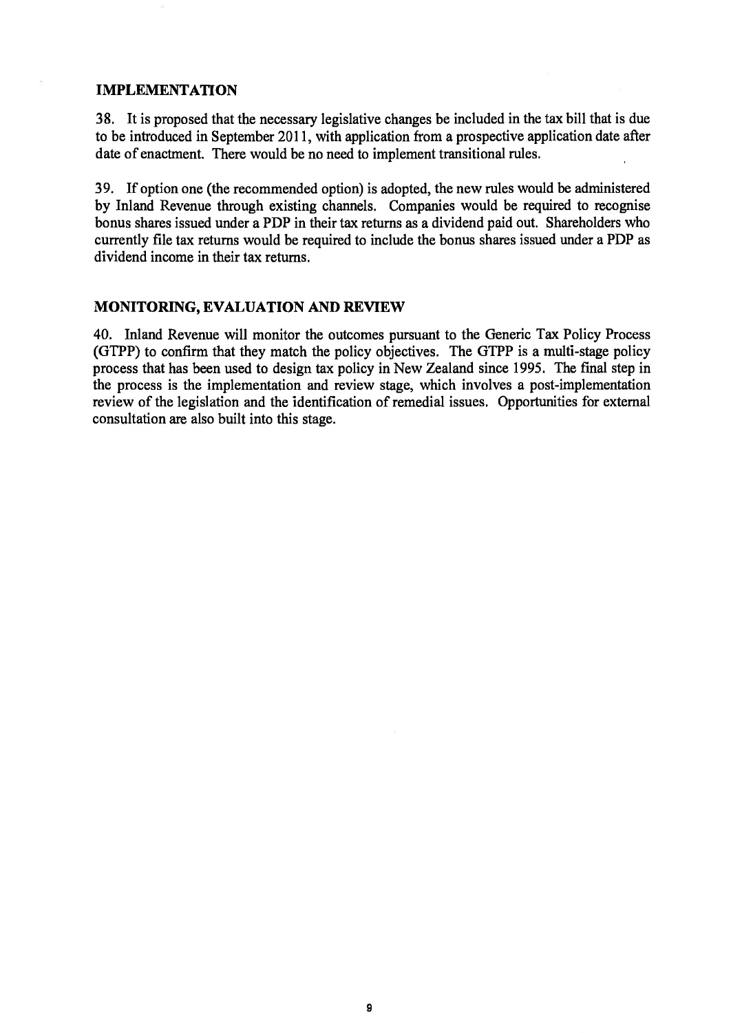## IMPLEMENTATION

38. It is proposed that the necessary legislative changes be included in the tax bill that is due to be introduced in September 2011, with application from a prospective application date after date of enactment. There would be no need to implement transitional rules.

39. If option one (the recommended option) is adopted, the new rules would be administered by Inland Revenue through existing channels. Companies would be required to recognise bonus shares issued under a PDP in their tax returns as a dividend paid out. Shareholders who currently file tax returns would be required to include the bonus shares issued under a PDP as dividend income in their tax returns.

## MONITORING, EVALUATION AND REVIEW

40. Inland Revenue will monitor the outcomes pursuant to the Generic Tax Policy Process (GTPP) to confirm that they match the policy objectives. The GTPP is a multi-stage policy process that has been used to design tax policy in New Zealand since 1995. The final step in the process is the implementation and review stage, which involves a post-implementation review of the legislation and the identification of remedial issues. Opportunities for external consultation are also built into this stage.